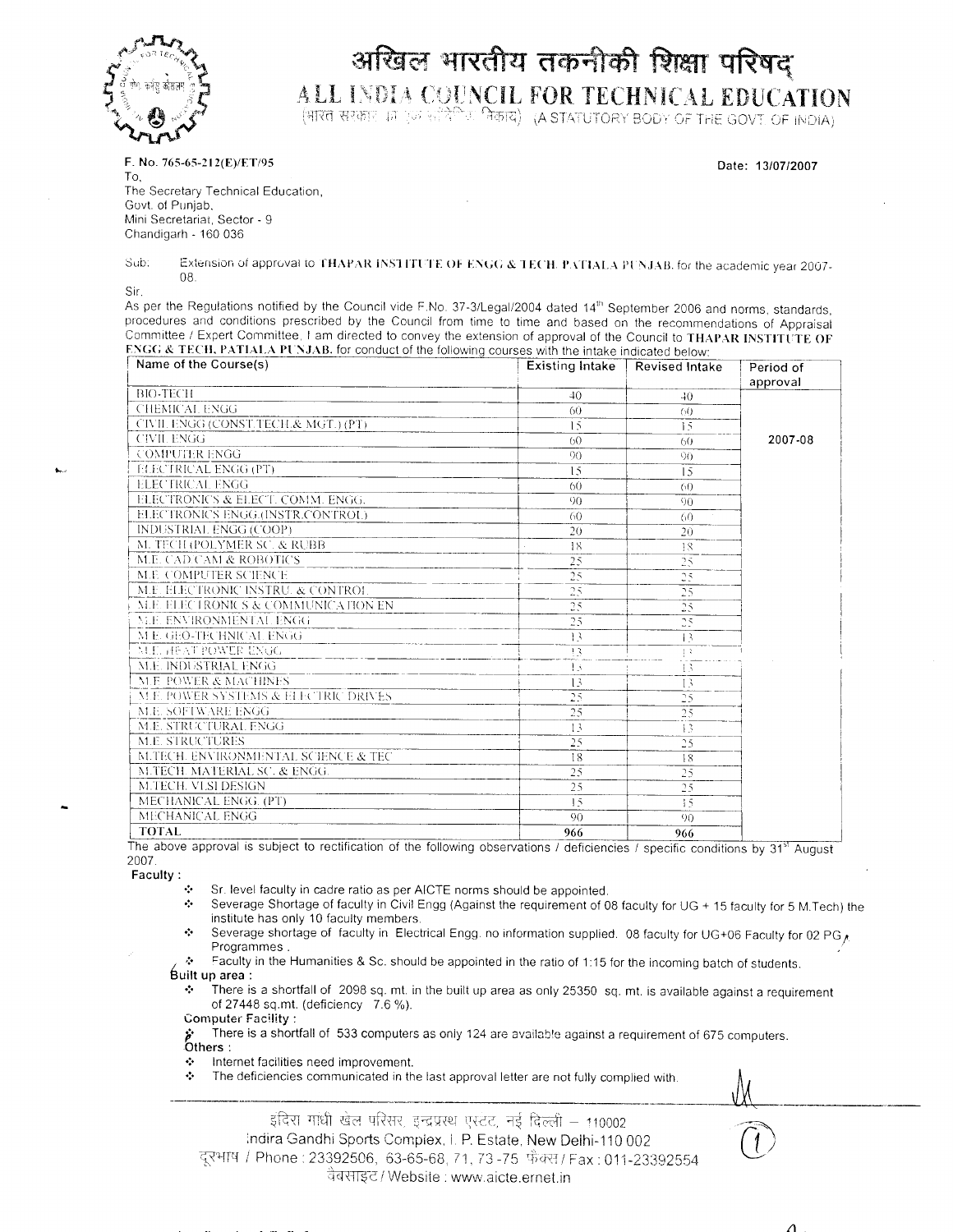# अखिल भारतीय तकनीकी शिक्षा परिषद्

# ALL INDIA COUNCIL FOR TECHNICAL EDUCATION

(भारत सरकार का एक सांविधिक निकाय) (A STATUTORY BODY OF THE GOVT. OF INDIA)

F. No. 765-65-212(E)/ET/95

Date: 13/07/2007

To,
The Secretary Technical Education,
Govt. of Punjab,
Mini Secretariat, Sector - 9
Chandigarh - 160 036

Sub: Extension of approval to **THAPAR INSTITUTE OF ENGG & TECH. PATIALA PUNJAB.** for the academic year 2007-08.

Sir,

As per the Regulations notified by the Council vide F.No. 37-3/Legal/2004 dated 14th September 2006 and norms, standards, procedures and conditions prescribed by the Council from time to time and based on the recommendations of Appraisal Committee / Expert Committee, I am directed to convey the extension of approval of the Council to **THAPAR INSTITUTE OF ENGG & TECH, PATIALA PUNJAB.** for conduct of the following courses with the intake indicated below:

| Name of the Course(s) | Existing Intake | Revised Intake | Period of approval |
|---|---|---|---|
| BIO-TECH | 40 | 40 | 2007-08 |
| CHEMICAL ENGG | 60 | 60 | |
| CIVIL ENGG (CONST.TECH.& MGT.) (PT) | 15 | 15 | |
| CIVIL ENGG | 60 | 60 | |
| COMPUTER ENGG | 90 | 90 | |
| ELECTRICAL ENGG (PT) | 15 | 15 | |
| ELECTRICAL ENGG | 60 | 60 | |
| ELECTRONICS & ELECT. COMM. ENGG. | 90 | 90 | |
| ELECTRONICS ENGG.(INSTR.CONTROL) | 60 | 60 | |
| INDUSTRIAL ENGG (COOP) | 20 | 20 | |
| M. TECH (POLYMER SC. & RUBB | 18 | 18 | |
| M.E. CAD CAM & ROBOTICS | 25 | 25 | |
| M.E. COMPUTER SCIENCE | 25 | 25 | |
| M.E. ELECTRONIC INSTRU. & CONTROL | 25 | 25 | |
| M.E. ELECTRONICS & COMMUNICATION EN | 25 | 25 | |
| M.E. ENVIRONMENTAL ENGG | 25 | 25 | |
| M.E. GEO-TECHNICAL ENGG | 13 | 13 | |
| M.E. HEAT POWER ENGG | 13 | 13 | |
| M.E. INDUSTRIAL ENGG | 13 | 13 | |
| M.E. POWER & MACHINES | 13 | 13 | |
| M.E. POWER SYSTEMS & ELECTRIC DRIVES | 25 | 25 | |
| M.E. SOFTWARE ENGG | 25 | 25 | |
| M.E. STRUCTURAL ENGG | 13 | 13 | |
| M.E. STRUCTURES | 25 | 25 | |
| M.TECH. ENVIRONMENTAL SCIENCE & TEC | 18 | 18 | |
| M.TECH. MATERIAL SC. & ENGG. | 25 | 25 | |
| M.TECH. VLSI DESIGN | 25 | 25 | |
| MECHANICAL ENGG. (PT) | 15 | 15 | |
| MECHANICAL ENGG | 90 | 90 | |
| **TOTAL** | **966** | **966** | |

The above approval is subject to rectification of the following observations / deficiencies / specific conditions by 31st August 2007.

**Faculty :**

- Sr. level faculty in cadre ratio as per AICTE norms should be appointed.
- Severage Shortage of faculty in Civil Engg (Against the requirement of 08 faculty for UG + 15 faculty for 5 M.Tech) the institute has only 10 faculty members.
- Severage shortage of faculty in Electrical Engg. no information supplied. 08 faculty for UG+06 Faculty for 02 PG Programmes .
- Faculty in the Humanities & Sc. should be appointed in the ratio of 1:15 for the incoming batch of students.

**Built up area :**

- There is a shortfall of 2098 sq. mt. in the built up area as only 25350 sq. mt. is available against a requirement of 27448 sq.mt. (deficiency 7.6 %).

**Computer Facility :**

- There is a shortfall of 533 computers as only 124 are available against a requirement of 675 computers.

**Others :**

- Internet facilities need improvement.
- The deficiencies communicated in the last approval letter are not fully complied with.

इंदिरा गांधी खेल परिसर, इन्द्रप्रस्थ एस्टेट, नई दिल्ली – 110002
Indira Gandhi Sports Complex, I. P. Estate, New Delhi-110 002
दूरभाष / Phone : 23392506, 63-65-68, 71, 73-75 फैक्स / Fax : 011-23392554
वेबसाइट / Website : www.aicte.ernet.in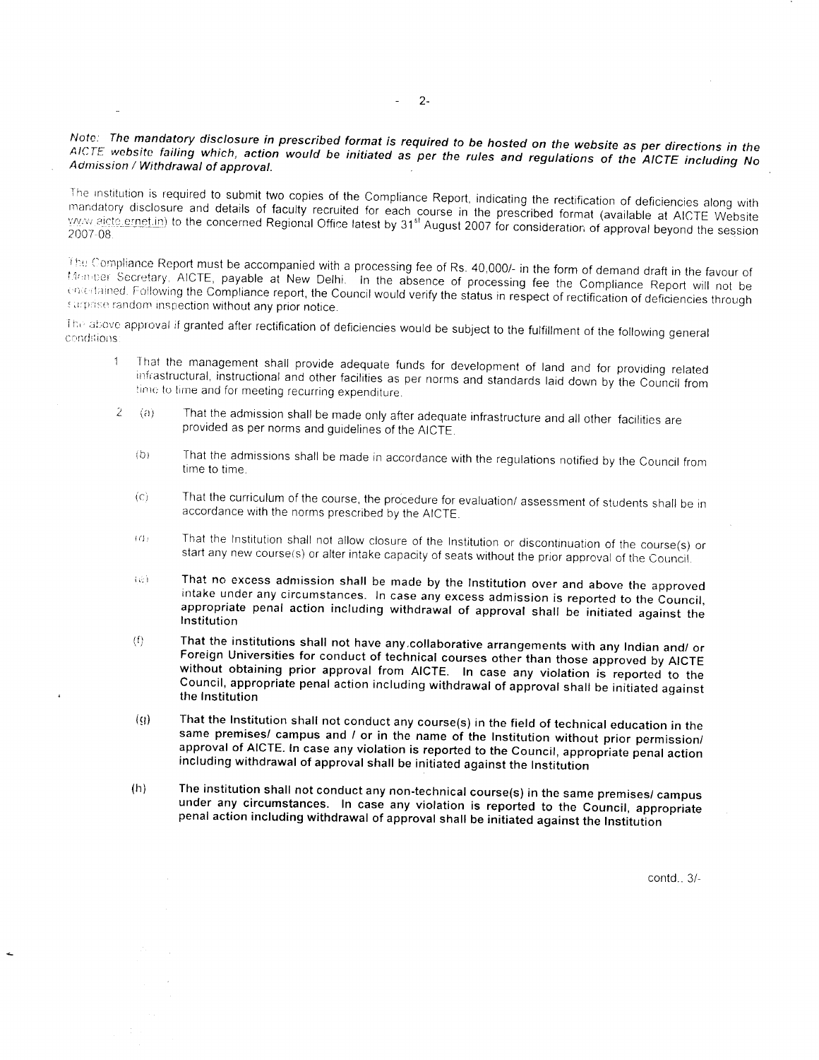*Note: The mandatory disclosure in prescribed format is required to be hosted on the website as per directions in the AICTE website failing which, action would be initiated as per the rules and regulations of the AICTE including No Admission / Withdrawal of approval.*

The institution is required to submit two copies of the Compliance Report, indicating the rectification of deficiencies along with mandatory disclosure and details of faculty recruited for each course in the prescribed format (available at AICTE Website www.aicte.ernet.in) to the concerned Regional Office latest by 31st August 2007 for consideration of approval beyond the session 2007-08.

The Compliance Report must be accompanied with a processing fee of Rs. 40,000/- in the form of demand draft in the favour of Member Secretary, AICTE, payable at New Delhi. In the absence of processing fee the Compliance Report will not be entertained. Following the Compliance report, the Council would verify the status in respect of rectification of deficiencies through surprise random inspection without any prior notice.

The above approval if granted after rectification of deficiencies would be subject to the fulfillment of the following general conditions:

1. That the management shall provide adequate funds for development of land and for providing related infrastructural, instructional and other facilities as per norms and standards laid down by the Council from time to time and for meeting recurring expenditure.

2. (a) That the admission shall be made only after adequate infrastructure and all other facilities are provided as per norms and guidelines of the AICTE.

   (b) That the admissions shall be made in accordance with the regulations notified by the Council from time to time.

   (c) That the curriculum of the course, the procedure for evaluation/ assessment of students shall be in accordance with the norms prescribed by the AICTE.

   (d) That the Institution shall not allow closure of the Institution or discontinuation of the course(s) or start any new course(s) or alter intake capacity of seats without the prior approval of the Council.

   (e) **That no excess admission shall be made by the Institution over and above the approved intake under any circumstances. In case any excess admission is reported to the Council, appropriate penal action including withdrawal of approval shall be initiated against the Institution**

   (f) **That the institutions shall not have any collaborative arrangements with any Indian and/ or Foreign Universities for conduct of technical courses other than those approved by AICTE without obtaining prior approval from AICTE. In case any violation is reported to the Council, appropriate penal action including withdrawal of approval shall be initiated against the Institution**

   (g) **That the Institution shall not conduct any course(s) in the field of technical education in the same premises/ campus and / or in the name of the Institution without prior permission/ approval of AICTE. In case any violation is reported to the Council, appropriate penal action including withdrawal of approval shall be initiated against the Institution**

   (h) **The institution shall not conduct any non-technical course(s) in the same premises/ campus under any circumstances. In case any violation is reported to the Council, appropriate penal action including withdrawal of approval shall be initiated against the Institution**

contd.. 3/-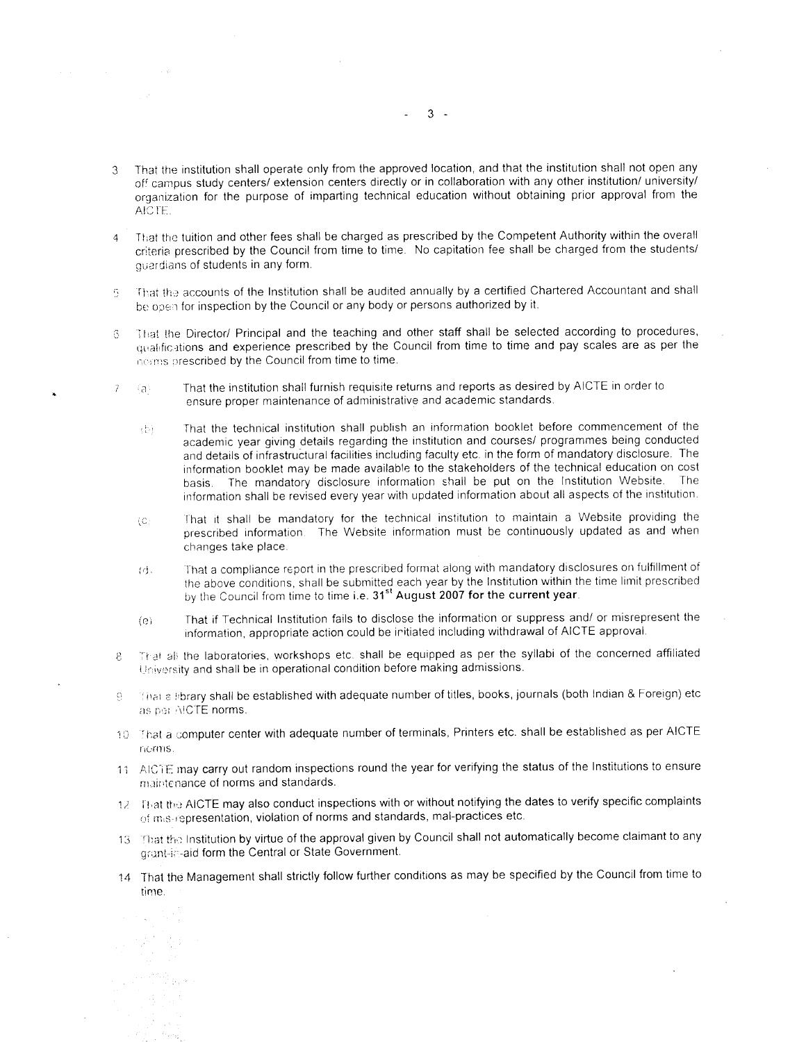3. That the institution shall operate only from the approved location, and that the institution shall not open any off campus study centers/ extension centers directly or in collaboration with any other institution/ university/ organization for the purpose of imparting technical education without obtaining prior approval from the AICTE.

4. That the tuition and other fees shall be charged as prescribed by the Competent Authority within the overall criteria prescribed by the Council from time to time. No capitation fee shall be charged from the students/ guardians of students in any form.

5. That the accounts of the Institution shall be audited annually by a certified Chartered Accountant and shall be open for inspection by the Council or any body or persons authorized by it.

6. That the Director/ Principal and the teaching and other staff shall be selected according to procedures, qualifications and experience prescribed by the Council from time to time and pay scales are as per the norms prescribed by the Council from time to time.

7. (a) That the institution shall furnish requisite returns and reports as desired by AICTE in order to ensure proper maintenance of administrative and academic standards.

   (b) That the technical institution shall publish an information booklet before commencement of the academic year giving details regarding the institution and courses/ programmes being conducted and details of infrastructural facilities including faculty etc. in the form of mandatory disclosure. The information booklet may be made available to the stakeholders of the technical education on cost basis. The mandatory disclosure information shall be put on the Institution Website. The information shall be revised every year with updated information about all aspects of the institution.

   (c) That it shall be mandatory for the technical institution to maintain a Website providing the prescribed information. The Website information must be continuously updated as and when changes take place.

   (d) That a compliance report in the prescribed format along with mandatory disclosures on fulfillment of the above conditions, shall be submitted each year by the Institution within the time limit prescribed by the Council from time to time i.e. **31st August 2007 for the current year**.

   (e) That if Technical Institution fails to disclose the information or suppress and/ or misrepresent the information, appropriate action could be initiated including withdrawal of AICTE approval.

8. That all the laboratories, workshops etc. shall be equipped as per the syllabi of the concerned affiliated University and shall be in operational condition before making admissions.

9. That a library shall be established with adequate number of titles, books, journals (both Indian & Foreign) etc as per AICTE norms.

10. That a computer center with adequate number of terminals, Printers etc. shall be established as per AICTE norms.

11. AICTE may carry out random inspections round the year for verifying the status of the Institutions to ensure maintenance of norms and standards.

12. That the AICTE may also conduct inspections with or without notifying the dates to verify specific complaints of mis-representation, violation of norms and standards, mal-practices etc.

13. That the Institution by virtue of the approval given by Council shall not automatically become claimant to any grant-in-aid form the Central or State Government.

14. That the Management shall strictly follow further conditions as may be specified by the Council from time to time.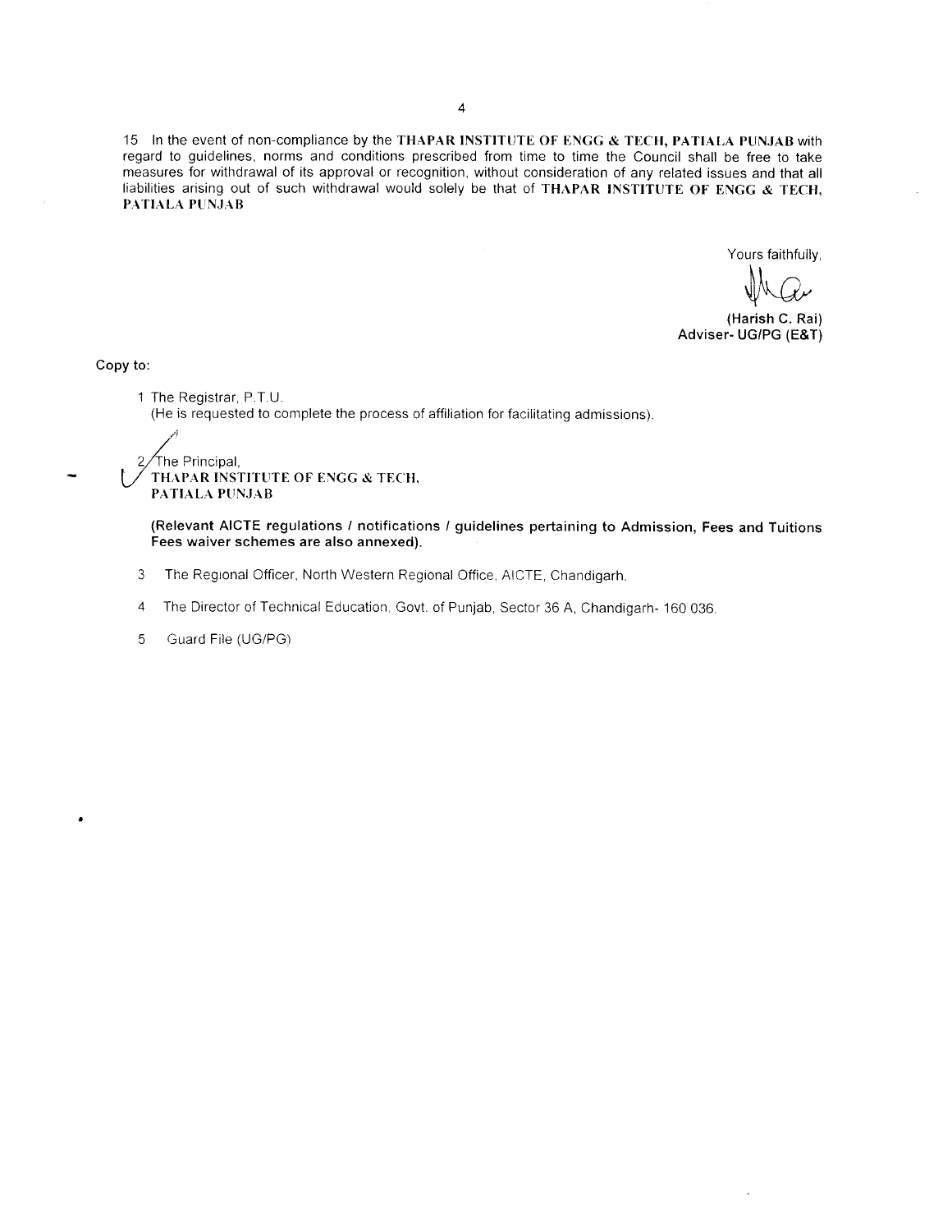15 In the event of non-compliance by the **THAPAR INSTITUTE OF ENGG & TECH, PATIALA PUNJAB** with regard to guidelines, norms and conditions prescribed from time to time the Council shall be free to take measures for withdrawal of its approval or recognition, without consideration of any related issues and that all liabilities arising out of such withdrawal would solely be that of **THAPAR INSTITUTE OF ENGG & TECH, PATIALA PUNJAB**

Yours faithfully,

**(Harish C. Rai)**
**Adviser- UG/PG (E&T)**

**Copy to:**

1 The Registrar, P.T.U.
(He is requested to complete the process of affiliation for facilitating admissions).

2 The Principal,
**THAPAR INSTITUTE OF ENGG & TECH,**
**PATIALA PUNJAB**

**(Relevant AICTE regulations / notifications / guidelines pertaining to Admission, Fees and Tuitions Fees waiver schemes are also annexed).**

3 The Regional Officer, North Western Regional Office, AICTE, Chandigarh.

4 The Director of Technical Education, Govt. of Punjab, Sector 36 A, Chandigarh- 160 036.

5 Guard File (UG/PG)